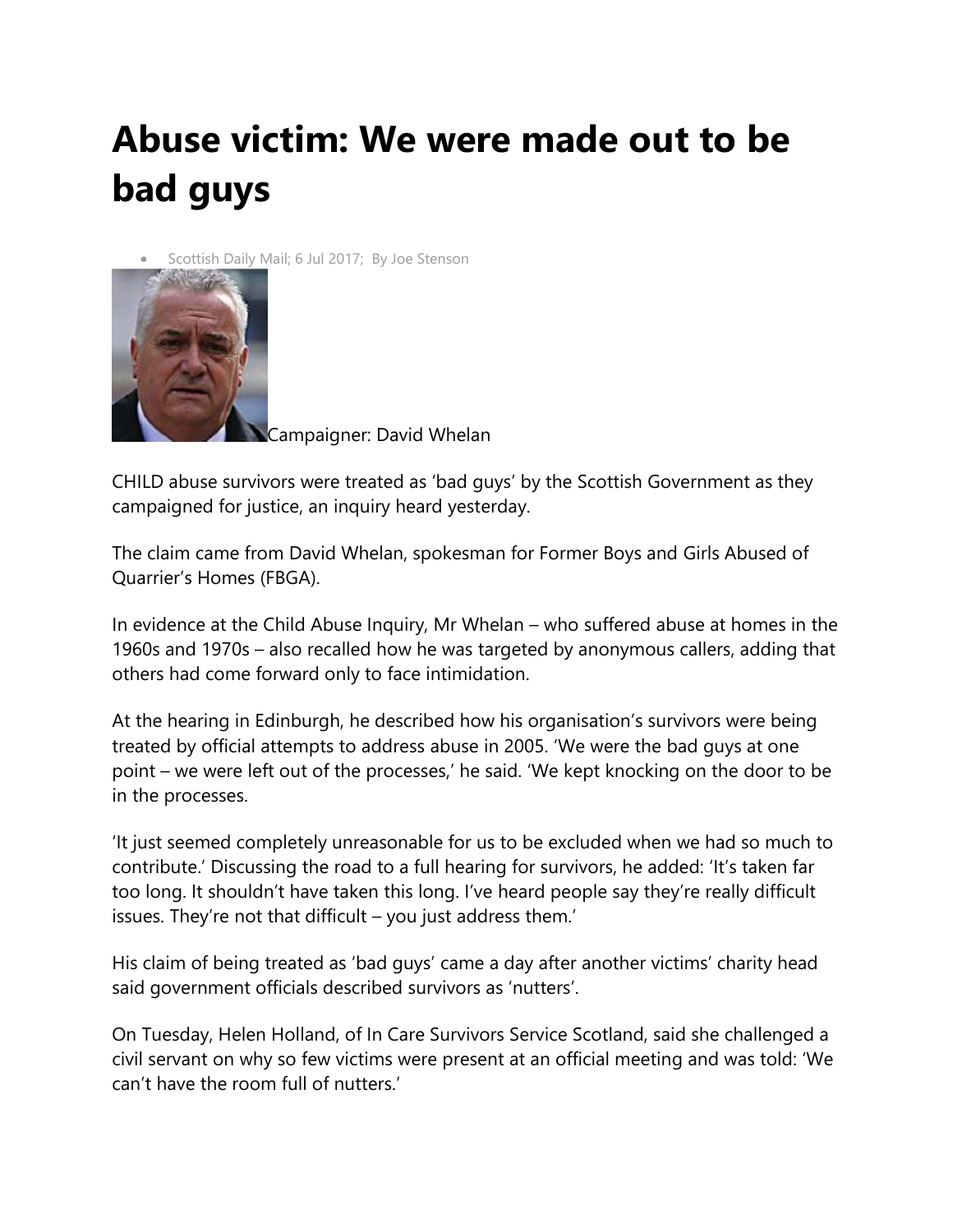# Abuse victim: We were made out to be bad guys

- Scottish Daily Mail; 6 Jul 2017; By Joe Stenson

Campaigner: David Whelan

CHILD abuse survivors were treated as 'bad guys' by the Scottish Government as they campaigned for justice, an inquiry heard yesterday.

The claim came from David Whelan, spokesman for Former Boys and Girls Abused of Quarrier's Homes (FBGA).

In evidence at the Child Abuse Inquiry, Mr Whelan – who suffered abuse at homes in the 1960s and 1970s – also recalled how he was targeted by anonymous callers, adding that others had come forward only to face intimidation.

At the hearing in Edinburgh, he described how his organisation's survivors were being treated by official attempts to address abuse in 2005. 'We were the bad guys at one point – we were left out of the processes,' he said. 'We kept knocking on the door to be in the processes.

'It just seemed completely unreasonable for us to be excluded when we had so much to contribute.' Discussing the road to a full hearing for survivors, he added: 'It's taken far too long. It shouldn't have taken this long. I've heard people say they're really difficult issues. They're not that difficult – you just address them.'

His claim of being treated as 'bad guys' came a day after another victims' charity head said government officials described survivors as 'nutters'.

On Tuesday, Helen Holland, of In Care Survivors Service Scotland, said she challenged a civil servant on why so few victims were present at an official meeting and was told: 'We can't have the room full of nutters.'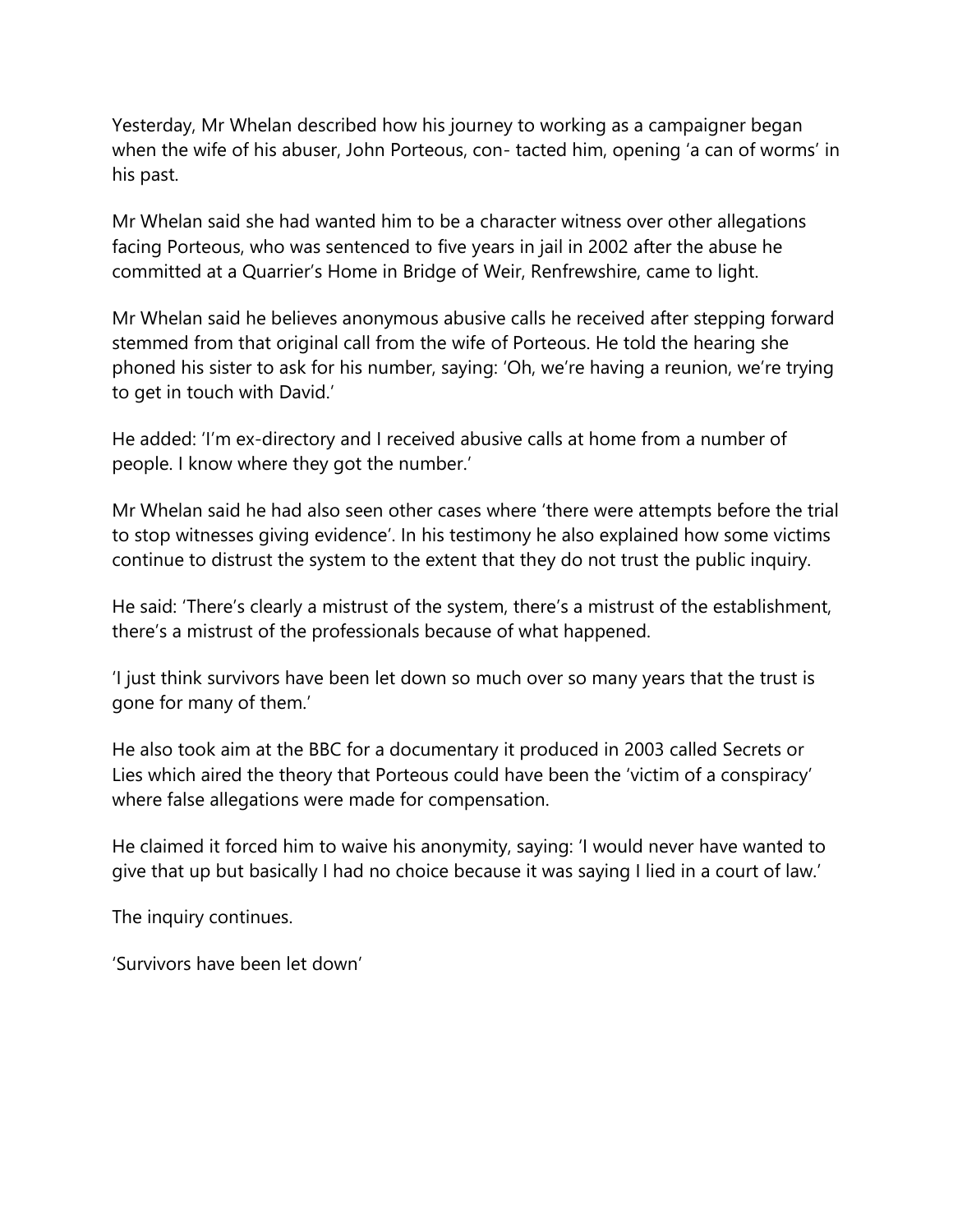Yesterday, Mr Whelan described how his journey to working as a campaigner began when the wife of his abuser, John Porteous, con- tacted him, opening 'a can of worms' in his past.

Mr Whelan said she had wanted him to be a character witness over other allegations facing Porteous, who was sentenced to five years in jail in 2002 after the abuse he committed at a Quarrier's Home in Bridge of Weir, Renfrewshire, came to light.

Mr Whelan said he believes anonymous abusive calls he received after stepping forward stemmed from that original call from the wife of Porteous. He told the hearing she phoned his sister to ask for his number, saying: 'Oh, we're having a reunion, we're trying to get in touch with David.'

He added: 'I'm ex-directory and I received abusive calls at home from a number of people. I know where they got the number.'

Mr Whelan said he had also seen other cases where 'there were attempts before the trial to stop witnesses giving evidence'. In his testimony he also explained how some victims continue to distrust the system to the extent that they do not trust the public inquiry.

He said: 'There's clearly a mistrust of the system, there's a mistrust of the establishment, there's a mistrust of the professionals because of what happened.

'I just think survivors have been let down so much over so many years that the trust is gone for many of them.'

He also took aim at the BBC for a documentary it produced in 2003 called Secrets or Lies which aired the theory that Porteous could have been the 'victim of a conspiracy' where false allegations were made for compensation.

He claimed it forced him to waive his anonymity, saying: 'I would never have wanted to give that up but basically I had no choice because it was saying I lied in a court of law.'

The inquiry continues.

'Survivors have been let down'